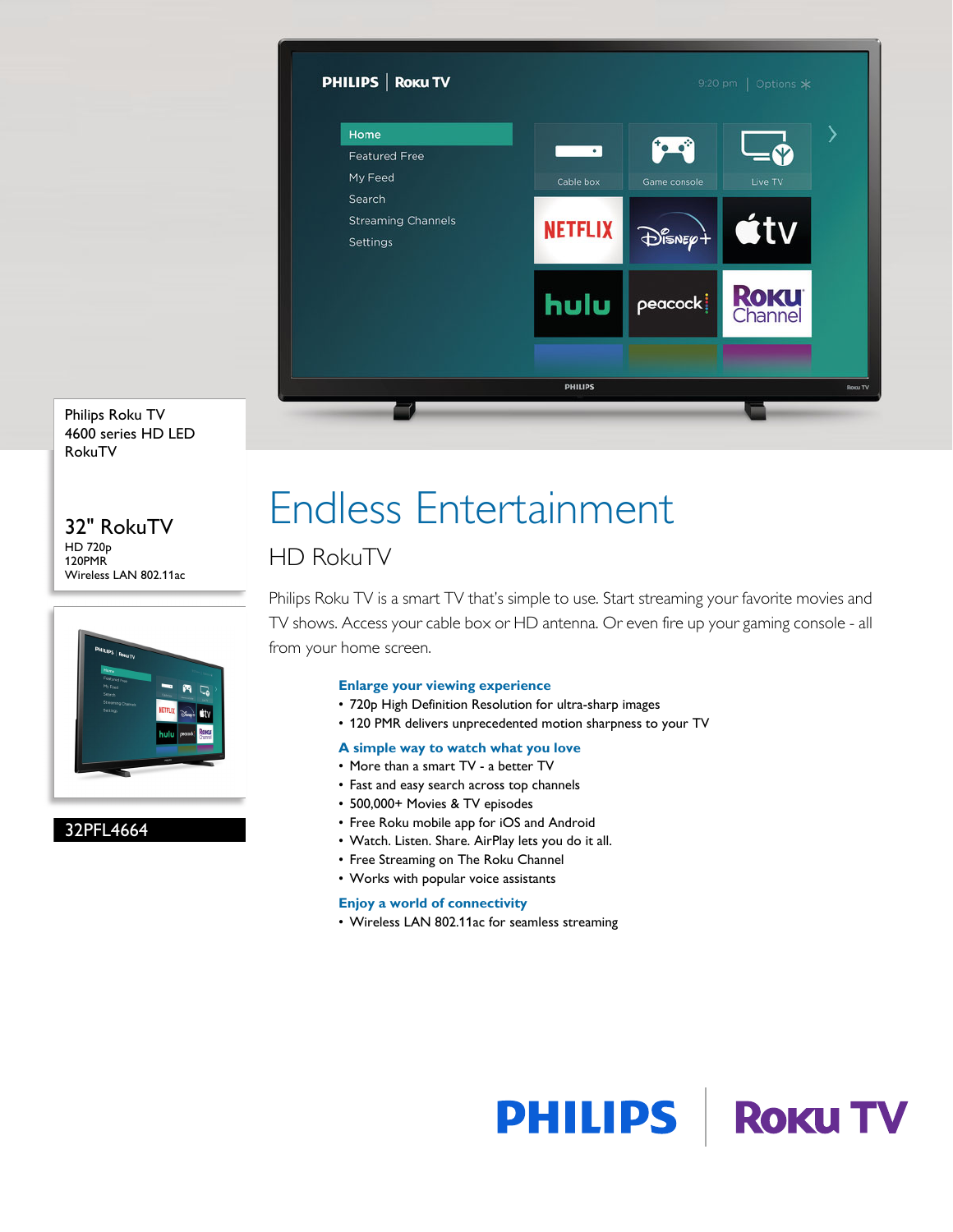Philips Roku TV
4600 series HD LED
RokuTV

## 32" RokuTV

HD 720p
120PMR
Wireless LAN 802.11ac

32PFL4664

# Endless Entertainment

## HD RokuTV

Philips Roku TV is a smart TV that's simple to use. Start streaming your favorite movies and TV shows. Access your cable box or HD antenna. Or even fire up your gaming console - all from your home screen.

### Enlarge your viewing experience

- 720p High Definition Resolution for ultra-sharp images
- 120 PMR delivers unprecedented motion sharpness to your TV

### A simple way to watch what you love

- More than a smart TV - a better TV
- Fast and easy search across top channels
- 500,000+ Movies & TV episodes
- Free Roku mobile app for iOS and Android
- Watch. Listen. Share. AirPlay lets you do it all.
- Free Streaming on The Roku Channel
- Works with popular voice assistants

### Enjoy a world of connectivity

- Wireless LAN 802.11ac for seamless streaming

PHILIPS | Roku TV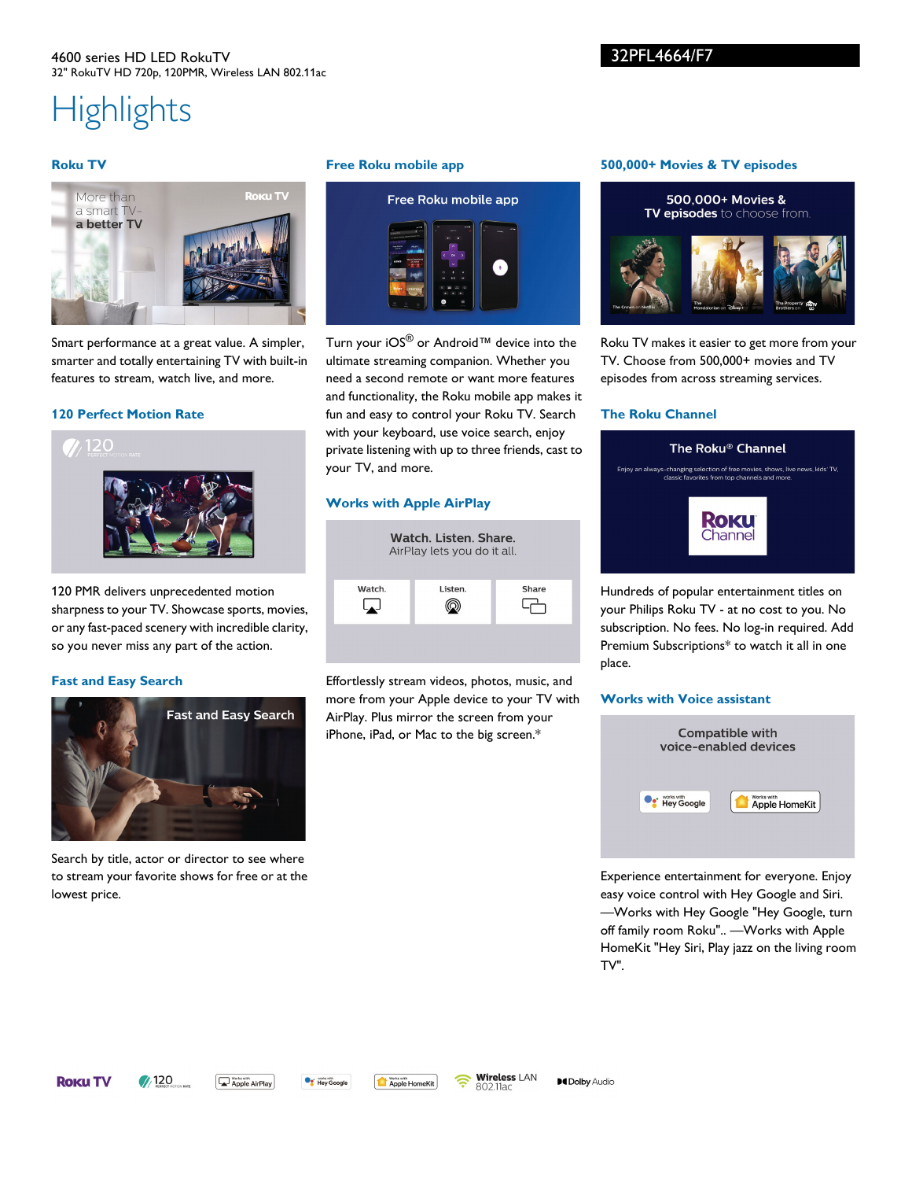4600 series HD LED RokuTV

32" RokuTV HD 720p, 120PMR, Wireless LAN 802.11ac

32PFL4664/F7

# Highlights

### Roku TV

Smart performance at a great value. A simpler, smarter and totally entertaining TV with built-in features to stream, watch live, and more.

### 120 Perfect Motion Rate

120 PMR delivers unprecedented motion sharpness to your TV. Showcase sports, movies, or any fast-paced scenery with incredible clarity, so you never miss any part of the action.

### Fast and Easy Search

Search by title, actor or director to see where to stream your favorite shows for free or at the lowest price.

### Free Roku mobile app

Turn your iOS® or Android™ device into the ultimate streaming companion. Whether you need a second remote or want more features and functionality, the Roku mobile app makes it fun and easy to control your Roku TV. Search with your keyboard, use voice search, enjoy private listening with up to three friends, cast to your TV, and more.

### Works with Apple AirPlay

Effortlessly stream videos, photos, music, and more from your Apple device to your TV with AirPlay. Plus mirror the screen from your iPhone, iPad, or Mac to the big screen.*

### 500,000+ Movies & TV episodes

Roku TV makes it easier to get more from your TV. Choose from 500,000+ movies and TV episodes from across streaming services.

### The Roku Channel

Hundreds of popular entertainment titles on your Philips Roku TV - at no cost to you. No subscription. No fees. No log-in required. Add Premium Subscriptions* to watch it all in one place.

### Works with Voice assistant

Experience entertainment for everyone. Enjoy easy voice control with Hey Google and Siri. —Works with Hey Google "Hey Google, turn off family room Roku".. —Works with Apple HomeKit "Hey Siri, Play jazz on the living room TV".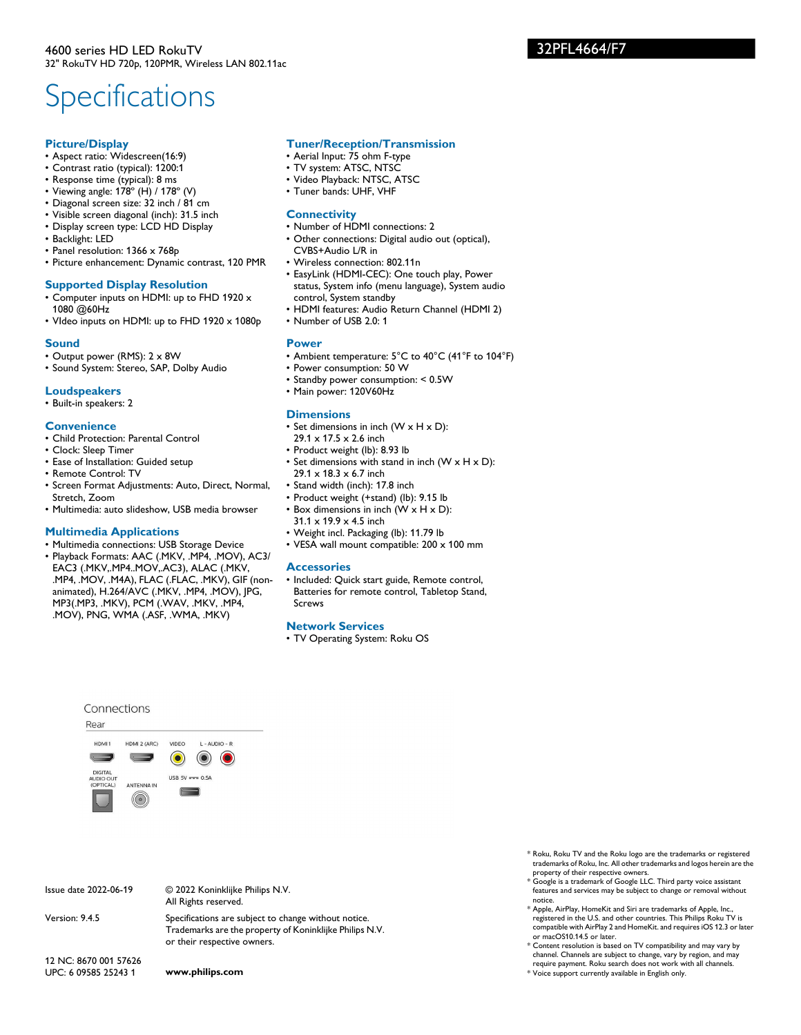4600 series HD LED RokuTV

32" RokuTV HD 720p, 120PMR, Wireless LAN 802.11ac

32PFL4664/F7

# Specifications

## Picture/Display

- Aspect ratio: Widescreen(16:9)
- Contrast ratio (typical): 1200:1
- Response time (typical): 8 ms
- Viewing angle: 178º (H) / 178º (V)
- Diagonal screen size: 32 inch / 81 cm
- Visible screen diagonal (inch): 31.5 inch
- Display screen type: LCD HD Display
- Backlight: LED
- Panel resolution: 1366 x 768p
- Picture enhancement: Dynamic contrast, 120 PMR

## Supported Display Resolution

- Computer inputs on HDMI: up to FHD 1920 x 1080 @60Hz
- VIdeo inputs on HDMI: up to FHD 1920 x 1080p

## Sound

- Output power (RMS): 2 x 8W
- Sound System: Stereo, SAP, Dolby Audio

## Loudspeakers

- Built-in speakers: 2

## Convenience

- Child Protection: Parental Control
- Clock: Sleep Timer
- Ease of Installation: Guided setup
- Remote Control: TV
- Screen Format Adjustments: Auto, Direct, Normal, Stretch, Zoom
- Multimedia: auto slideshow, USB media browser

## Multimedia Applications

- Multimedia connections: USB Storage Device
- Playback Formats: AAC (.MKV, .MP4, .MOV), AC3/EAC3 (.MKV,.MP4..MOV,.AC3), ALAC (.MKV, .MP4, .MOV, .M4A), FLAC (.FLAC, .MKV), GIF (non-animated), H.264/AVC (.MKV, .MP4, .MOV), JPG, MP3(.MP3, .MKV), PCM (.WAV, .MKV, .MP4, .MOV), PNG, WMA (.ASF, .WMA, .MKV)

## Tuner/Reception/Transmission

- Aerial Input: 75 ohm F-type
- TV system: ATSC, NTSC
- Video Playback: NTSC, ATSC
- Tuner bands: UHF, VHF

## Connectivity

- Number of HDMI connections: 2
- Other connections: Digital audio out (optical), CVBS+Audio L/R in
- Wireless connection: 802.11n
- EasyLink (HDMI-CEC): One touch play, Power status, System info (menu language), System audio control, System standby
- HDMI features: Audio Return Channel (HDMI 2)
- Number of USB 2.0: 1

## Power

- Ambient temperature: 5°C to 40°C (41°F to 104°F)
- Power consumption: 50 W
- Standby power consumption: < 0.5W
- Main power: 120V60Hz

## Dimensions

- Set dimensions in inch (W x H x D): 29.1 x 17.5 x 2.6 inch
- Product weight (lb): 8.93 lb
- Set dimensions with stand in inch (W x H x D): 29.1 x 18.3 x 6.7 inch
- Stand width (inch): 17.8 inch
- Product weight (+stand) (lb): 9.15 lb
- Box dimensions in inch (W x H x D): 31.1 x 19.9 x 4.5 inch
- Weight incl. Packaging (lb): 11.79 lb
- VESA wall mount compatible: 200 x 100 mm

## Accessories

- Included: Quick start guide, Remote control, Batteries for remote control, Tabletop Stand, Screws

## Network Services

- TV Operating System: Roku OS

Connections

Rear

HDMI 1
HDMI 2 (ARC)
VIDEO
L - AUDIO - R
DIGITAL AUDIO OUT (OPTICAL)
ANTENNA IN
USB 5V ⎓ 0.5A

Issue date 2022-06-19

Version: 9.4.5

12 NC: 8670 001 57626

UPC: 6 09585 25243 1

© 2022 Koninklijke Philips N.V.
All Rights reserved.

Specifications are subject to change without notice. Trademarks are the property of Koninklijke Philips N.V. or their respective owners.

www.philips.com

- \* Roku, Roku TV and the Roku logo are the trademarks or registered trademarks of Roku, Inc. All other trademarks and logos herein are the property of their respective owners.
- \* Google is a trademark of Google LLC. Third party voice assistant features and services may be subject to change or removal without notice.
- \* Apple, AirPlay, HomeKit and Siri are trademarks of Apple, Inc., registered in the U.S. and other countries. This Philips Roku TV is compatible with AirPlay 2 and HomeKit. and requires iOS 12.3 or later or macOS10.14.5 or later.
- \* Content resolution is based on TV compatibility and may vary by channel. Channels are subject to change, vary by region, and may require payment. Roku search does not work with all channels.
- \* Voice support currently available in English only.